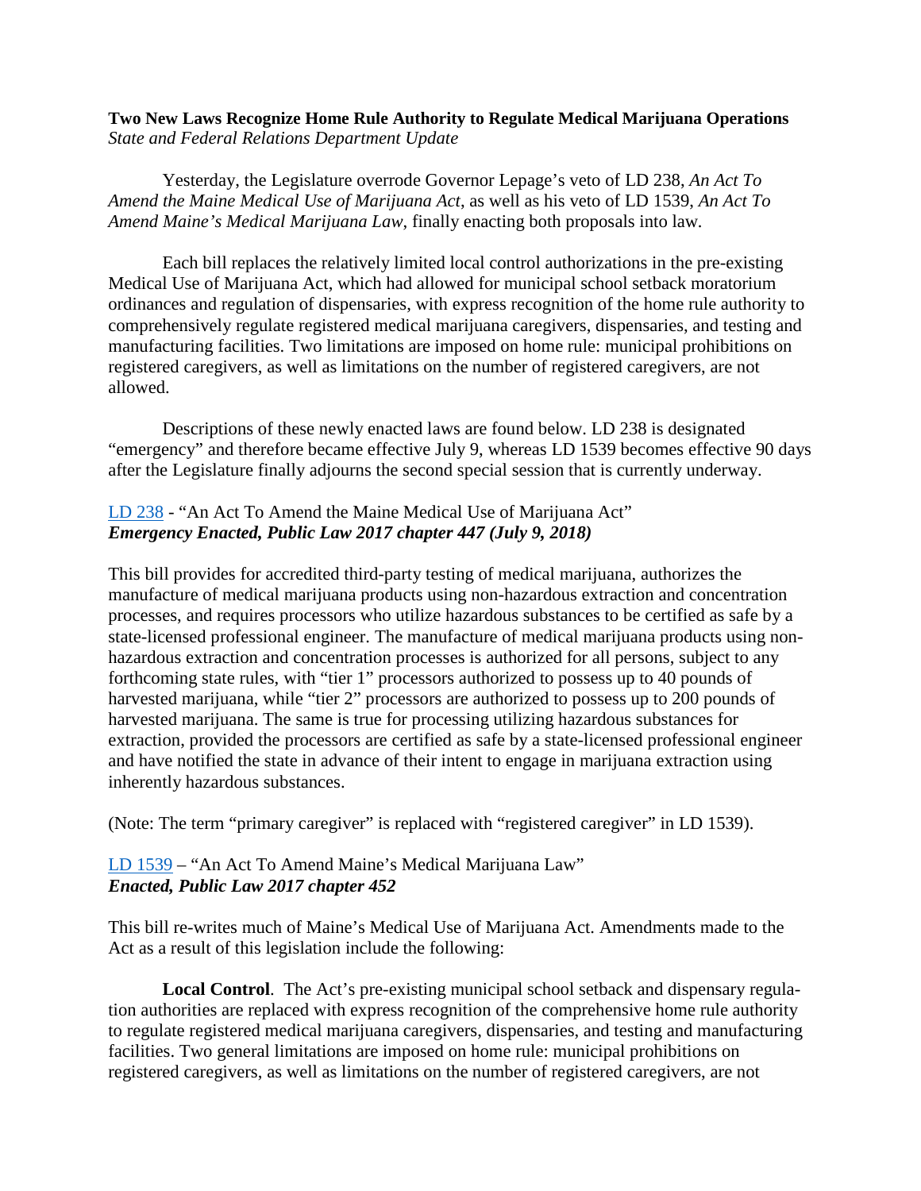**Two New Laws Recognize Home Rule Authority to Regulate Medical Marijuana Operations**
*State and Federal Relations Department Update*

Yesterday, the Legislature overrode Governor Lepage's veto of LD 238, *An Act To Amend the Maine Medical Use of Marijuana Act*, as well as his veto of LD 1539, *An Act To Amend Maine's Medical Marijuana Law*, finally enacting both proposals into law.

Each bill replaces the relatively limited local control authorizations in the pre-existing Medical Use of Marijuana Act, which had allowed for municipal school setback moratorium ordinances and regulation of dispensaries, with express recognition of the home rule authority to comprehensively regulate registered medical marijuana caregivers, dispensaries, and testing and manufacturing facilities. Two limitations are imposed on home rule: municipal prohibitions on registered caregivers, as well as limitations on the number of registered caregivers, are not allowed.

Descriptions of these newly enacted laws are found below. LD 238 is designated "emergency" and therefore became effective July 9, whereas LD 1539 becomes effective 90 days after the Legislature finally adjourns the second special session that is currently underway.

LD 238 - "An Act To Amend the Maine Medical Use of Marijuana Act"
***Emergency Enacted, Public Law 2017 chapter 447 (July 9, 2018)***

This bill provides for accredited third-party testing of medical marijuana, authorizes the manufacture of medical marijuana products using non-hazardous extraction and concentration processes, and requires processors who utilize hazardous substances to be certified as safe by a state-licensed professional engineer. The manufacture of medical marijuana products using non-hazardous extraction and concentration processes is authorized for all persons, subject to any forthcoming state rules, with "tier 1" processors authorized to possess up to 40 pounds of harvested marijuana, while "tier 2" processors are authorized to possess up to 200 pounds of harvested marijuana. The same is true for processing utilizing hazardous substances for extraction, provided the processors are certified as safe by a state-licensed professional engineer and have notified the state in advance of their intent to engage in marijuana extraction using inherently hazardous substances.

(Note: The term "primary caregiver" is replaced with "registered caregiver" in LD 1539).

LD 1539 – "An Act To Amend Maine's Medical Marijuana Law"
***Enacted, Public Law 2017 chapter 452***

This bill re-writes much of Maine's Medical Use of Marijuana Act. Amendments made to the Act as a result of this legislation include the following:

**Local Control**. The Act's pre-existing municipal school setback and dispensary regulation authorities are replaced with express recognition of the comprehensive home rule authority to regulate registered medical marijuana caregivers, dispensaries, and testing and manufacturing facilities. Two general limitations are imposed on home rule: municipal prohibitions on registered caregivers, as well as limitations on the number of registered caregivers, are not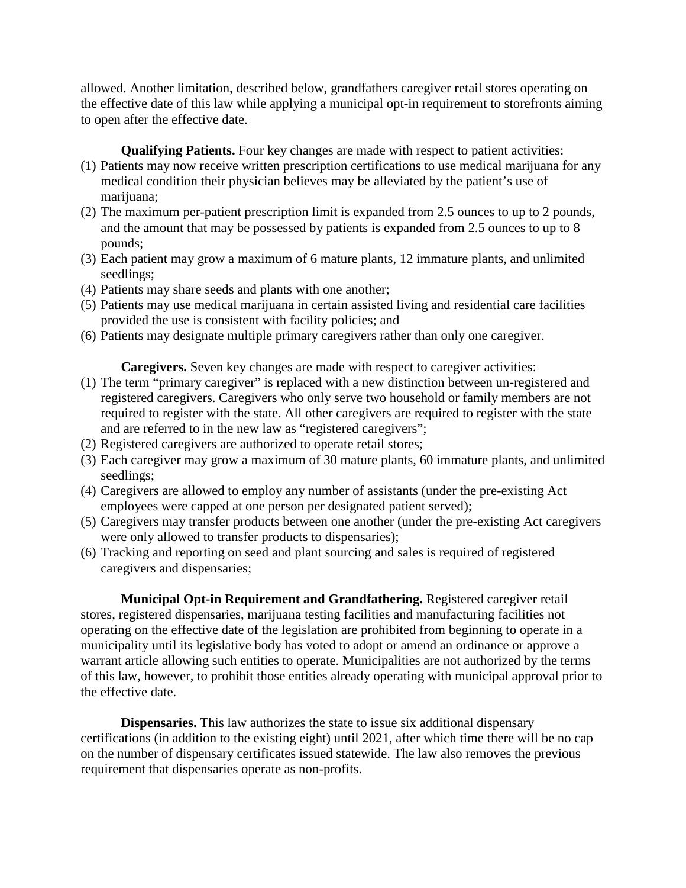allowed. Another limitation, described below, grandfathers caregiver retail stores operating on the effective date of this law while applying a municipal opt-in requirement to storefronts aiming to open after the effective date.

**Qualifying Patients.** Four key changes are made with respect to patient activities:

(1) Patients may now receive written prescription certifications to use medical marijuana for any medical condition their physician believes may be alleviated by the patient's use of marijuana;
(2) The maximum per-patient prescription limit is expanded from 2.5 ounces to up to 2 pounds, and the amount that may be possessed by patients is expanded from 2.5 ounces to up to 8 pounds;
(3) Each patient may grow a maximum of 6 mature plants, 12 immature plants, and unlimited seedlings;
(4) Patients may share seeds and plants with one another;
(5) Patients may use medical marijuana in certain assisted living and residential care facilities provided the use is consistent with facility policies; and
(6) Patients may designate multiple primary caregivers rather than only one caregiver.

**Caregivers.** Seven key changes are made with respect to caregiver activities:

(1) The term "primary caregiver" is replaced with a new distinction between un-registered and registered caregivers. Caregivers who only serve two household or family members are not required to register with the state. All other caregivers are required to register with the state and are referred to in the new law as "registered caregivers";
(2) Registered caregivers are authorized to operate retail stores;
(3) Each caregiver may grow a maximum of 30 mature plants, 60 immature plants, and unlimited seedlings;
(4) Caregivers are allowed to employ any number of assistants (under the pre-existing Act employees were capped at one person per designated patient served);
(5) Caregivers may transfer products between one another (under the pre-existing Act caregivers were only allowed to transfer products to dispensaries);
(6) Tracking and reporting on seed and plant sourcing and sales is required of registered caregivers and dispensaries;

**Municipal Opt-in Requirement and Grandfathering.** Registered caregiver retail stores, registered dispensaries, marijuana testing facilities and manufacturing facilities not operating on the effective date of the legislation are prohibited from beginning to operate in a municipality until its legislative body has voted to adopt or amend an ordinance or approve a warrant article allowing such entities to operate. Municipalities are not authorized by the terms of this law, however, to prohibit those entities already operating with municipal approval prior to the effective date.

**Dispensaries.** This law authorizes the state to issue six additional dispensary certifications (in addition to the existing eight) until 2021, after which time there will be no cap on the number of dispensary certificates issued statewide. The law also removes the previous requirement that dispensaries operate as non-profits.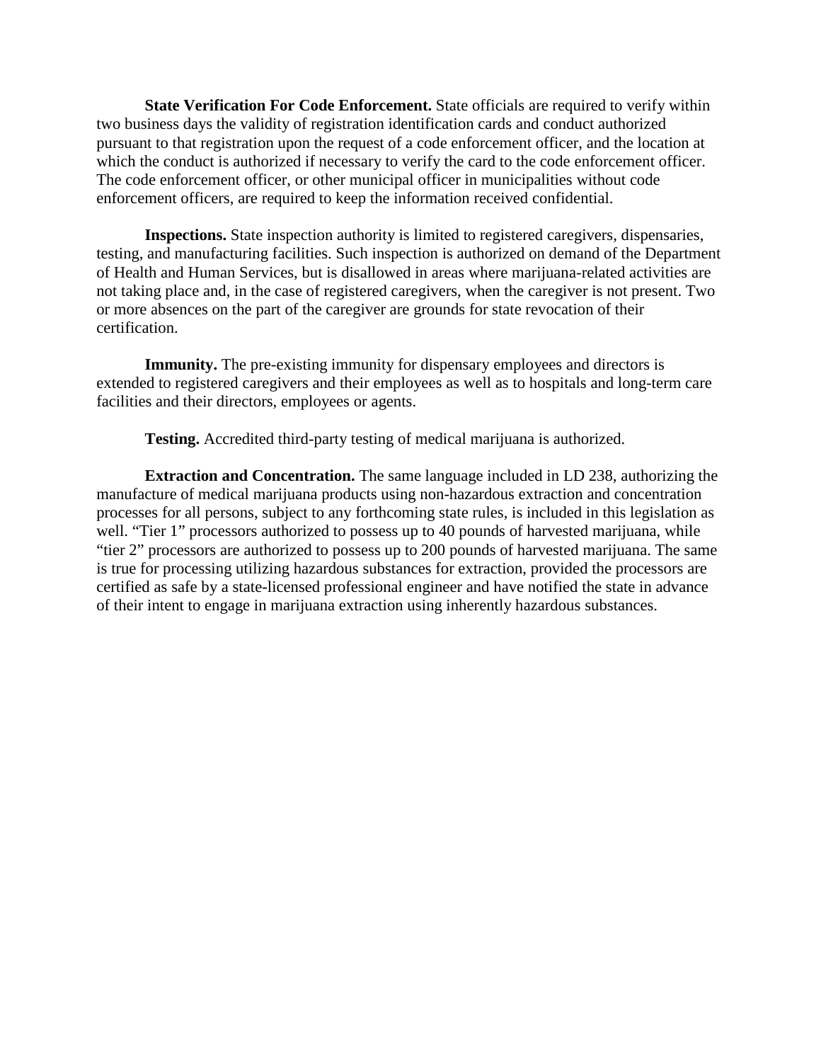**State Verification For Code Enforcement.** State officials are required to verify within two business days the validity of registration identification cards and conduct authorized pursuant to that registration upon the request of a code enforcement officer, and the location at which the conduct is authorized if necessary to verify the card to the code enforcement officer. The code enforcement officer, or other municipal officer in municipalities without code enforcement officers, are required to keep the information received confidential.

**Inspections.** State inspection authority is limited to registered caregivers, dispensaries, testing, and manufacturing facilities. Such inspection is authorized on demand of the Department of Health and Human Services, but is disallowed in areas where marijuana-related activities are not taking place and, in the case of registered caregivers, when the caregiver is not present. Two or more absences on the part of the caregiver are grounds for state revocation of their certification.

**Immunity.** The pre-existing immunity for dispensary employees and directors is extended to registered caregivers and their employees as well as to hospitals and long-term care facilities and their directors, employees or agents.

**Testing.** Accredited third-party testing of medical marijuana is authorized.

**Extraction and Concentration.** The same language included in LD 238, authorizing the manufacture of medical marijuana products using non-hazardous extraction and concentration processes for all persons, subject to any forthcoming state rules, is included in this legislation as well. "Tier 1" processors authorized to possess up to 40 pounds of harvested marijuana, while "tier 2" processors are authorized to possess up to 200 pounds of harvested marijuana. The same is true for processing utilizing hazardous substances for extraction, provided the processors are certified as safe by a state-licensed professional engineer and have notified the state in advance of their intent to engage in marijuana extraction using inherently hazardous substances.